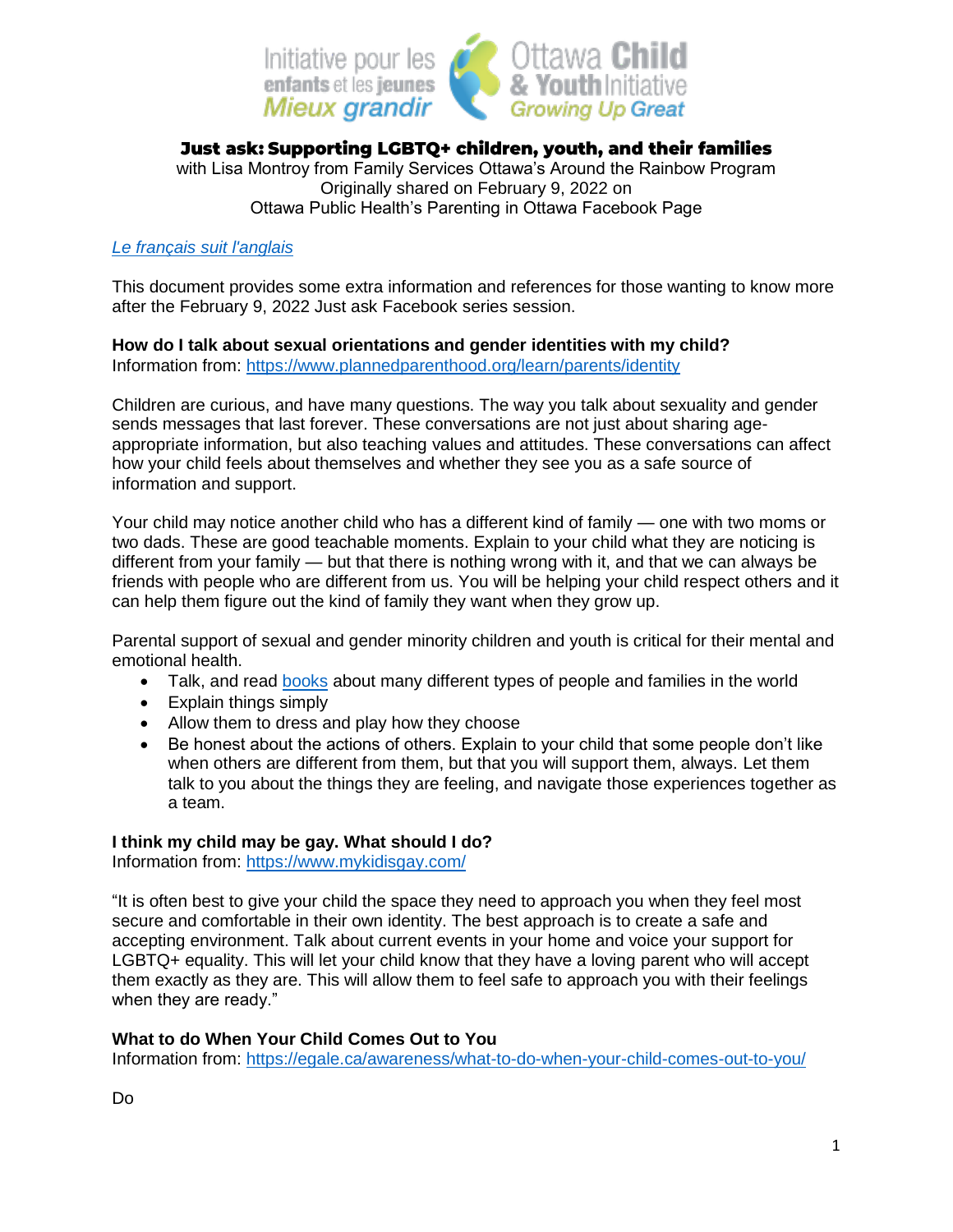# Just ask: Supporting LGBTQ+ children, youth, and their families

with Lisa Montroy from Family Services Ottawa's Around the Rainbow Program
Originally shared on February 9, 2022 on
Ottawa Public Health's Parenting in Ottawa Facebook Page

*Le français suit l'anglais*

This document provides some extra information and references for those wanting to know more after the February 9, 2022 Just ask Facebook series session.

**How do I talk about sexual orientations and gender identities with my child?**
Information from: https://www.plannedparenthood.org/learn/parents/identity

Children are curious, and have many questions. The way you talk about sexuality and gender sends messages that last forever. These conversations are not just about sharing age-appropriate information, but also teaching values and attitudes. These conversations can affect how your child feels about themselves and whether they see you as a safe source of information and support.

Your child may notice another child who has a different kind of family — one with two moms or two dads. These are good teachable moments. Explain to your child what they are noticing is different from your family — but that there is nothing wrong with it, and that we can always be friends with people who are different from us. You will be helping your child respect others and it can help them figure out the kind of family they want when they grow up.

Parental support of sexual and gender minority children and youth is critical for their mental and emotional health.

- Talk, and read books about many different types of people and families in the world
- Explain things simply
- Allow them to dress and play how they choose
- Be honest about the actions of others. Explain to your child that some people don't like when others are different from them, but that you will support them, always. Let them talk to you about the things they are feeling, and navigate those experiences together as a team.

**I think my child may be gay. What should I do?**
Information from: https://www.mykidisgay.com/

"It is often best to give your child the space they need to approach you when they feel most secure and comfortable in their own identity. The best approach is to create a safe and accepting environment. Talk about current events in your home and voice your support for LGBTQ+ equality. This will let your child know that they have a loving parent who will accept them exactly as they are. This will allow them to feel safe to approach you with their feelings when they are ready."

**What to do When Your Child Comes Out to You**
Information from: https://egale.ca/awareness/what-to-do-when-your-child-comes-out-to-you/

Do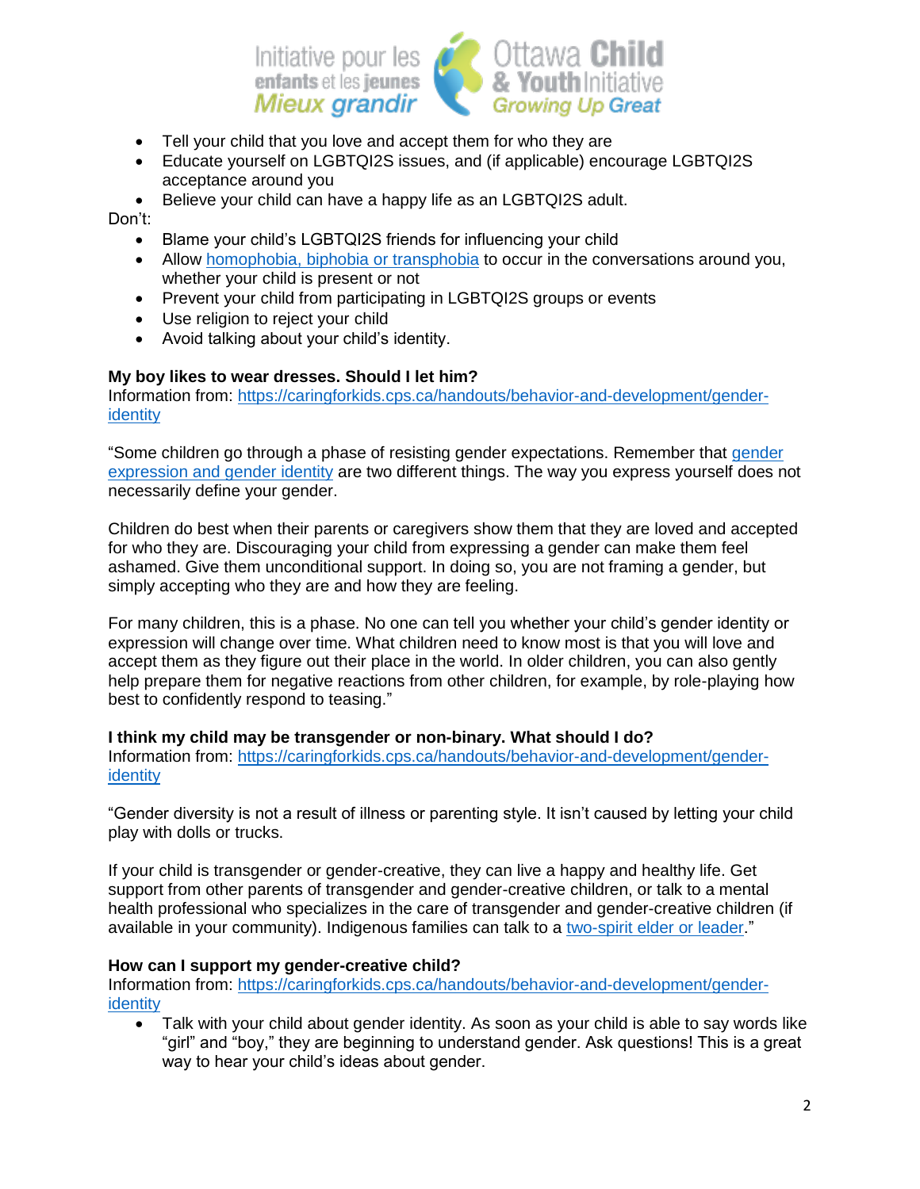- Tell your child that you love and accept them for who they are
- Educate yourself on LGBTQI2S issues, and (if applicable) encourage LGBTQI2S acceptance around you
- Believe your child can have a happy life as an LGBTQI2S adult.

Don't:

- Blame your child's LGBTQI2S friends for influencing your child
- Allow [homophobia, biphobia or transphobia]() to occur in the conversations around you, whether your child is present or not
- Prevent your child from participating in LGBTQI2S groups or events
- Use religion to reject your child
- Avoid talking about your child's identity.

**My boy likes to wear dresses. Should I let him?**
Information from: [https://caringforkids.cps.ca/handouts/behavior-and-development/gender-identity](https://caringforkids.cps.ca/handouts/behavior-and-development/gender-identity)

"Some children go through a phase of resisting gender expectations. Remember that [gender expression and gender identity]() are two different things. The way you express yourself does not necessarily define your gender.

Children do best when their parents or caregivers show them that they are loved and accepted for who they are. Discouraging your child from expressing a gender can make them feel ashamed. Give them unconditional support. In doing so, you are not framing a gender, but simply accepting who they are and how they are feeling.

For many children, this is a phase. No one can tell you whether your child's gender identity or expression will change over time. What children need to know most is that you will love and accept them as they figure out their place in the world. In older children, you can also gently help prepare them for negative reactions from other children, for example, by role-playing how best to confidently respond to teasing."

**I think my child may be transgender or non-binary. What should I do?**
Information from: [https://caringforkids.cps.ca/handouts/behavior-and-development/gender-identity](https://caringforkids.cps.ca/handouts/behavior-and-development/gender-identity)

"Gender diversity is not a result of illness or parenting style. It isn't caused by letting your child play with dolls or trucks.

If your child is transgender or gender-creative, they can live a happy and healthy life. Get support from other parents of transgender and gender-creative children, or talk to a mental health professional who specializes in the care of transgender and gender-creative children (if available in your community). Indigenous families can talk to a [two-spirit elder or leader]()."

**How can I support my gender-creative child?**
Information from: [https://caringforkids.cps.ca/handouts/behavior-and-development/gender-identity](https://caringforkids.cps.ca/handouts/behavior-and-development/gender-identity)

- Talk with your child about gender identity. As soon as your child is able to say words like "girl" and "boy," they are beginning to understand gender. Ask questions! This is a great way to hear your child's ideas about gender.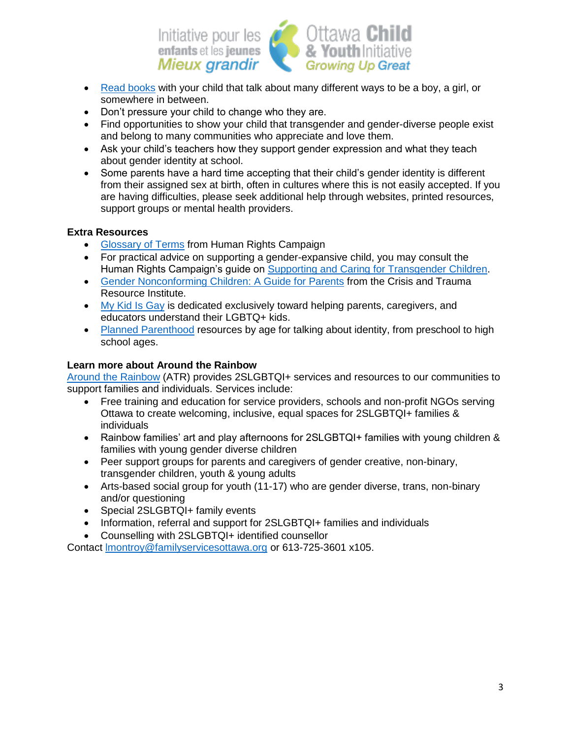- Read books with your child that talk about many different ways to be a boy, a girl, or somewhere in between.
- Don't pressure your child to change who they are.
- Find opportunities to show your child that transgender and gender-diverse people exist and belong to many communities who appreciate and love them.
- Ask your child's teachers how they support gender expression and what they teach about gender identity at school.
- Some parents have a hard time accepting that their child's gender identity is different from their assigned sex at birth, often in cultures where this is not easily accepted. If you are having difficulties, please seek additional help through websites, printed resources, support groups or mental health providers.

**Extra Resources**

- Glossary of Terms from Human Rights Campaign
- For practical advice on supporting a gender-expansive child, you may consult the Human Rights Campaign's guide on Supporting and Caring for Transgender Children.
- Gender Nonconforming Children: A Guide for Parents from the Crisis and Trauma Resource Institute.
- My Kid Is Gay is dedicated exclusively toward helping parents, caregivers, and educators understand their LGBTQ+ kids.
- Planned Parenthood resources by age for talking about identity, from preschool to high school ages.

**Learn more about Around the Rainbow**

Around the Rainbow (ATR) provides 2SLGBTQI+ services and resources to our communities to support families and individuals. Services include:

- Free training and education for service providers, schools and non-profit NGOs serving Ottawa to create welcoming, inclusive, equal spaces for 2SLGBTQI+ families & individuals
- Rainbow families' art and play afternoons for 2SLGBTQI+ families with young children & families with young gender diverse children
- Peer support groups for parents and caregivers of gender creative, non-binary, transgender children, youth & young adults
- Arts-based social group for youth (11-17) who are gender diverse, trans, non-binary and/or questioning
- Special 2SLGBTQI+ family events
- Information, referral and support for 2SLGBTQI+ families and individuals
- Counselling with 2SLGBTQI+ identified counsellor

Contact lmontroy@familyservicesottawa.org or 613-725-3601 x105.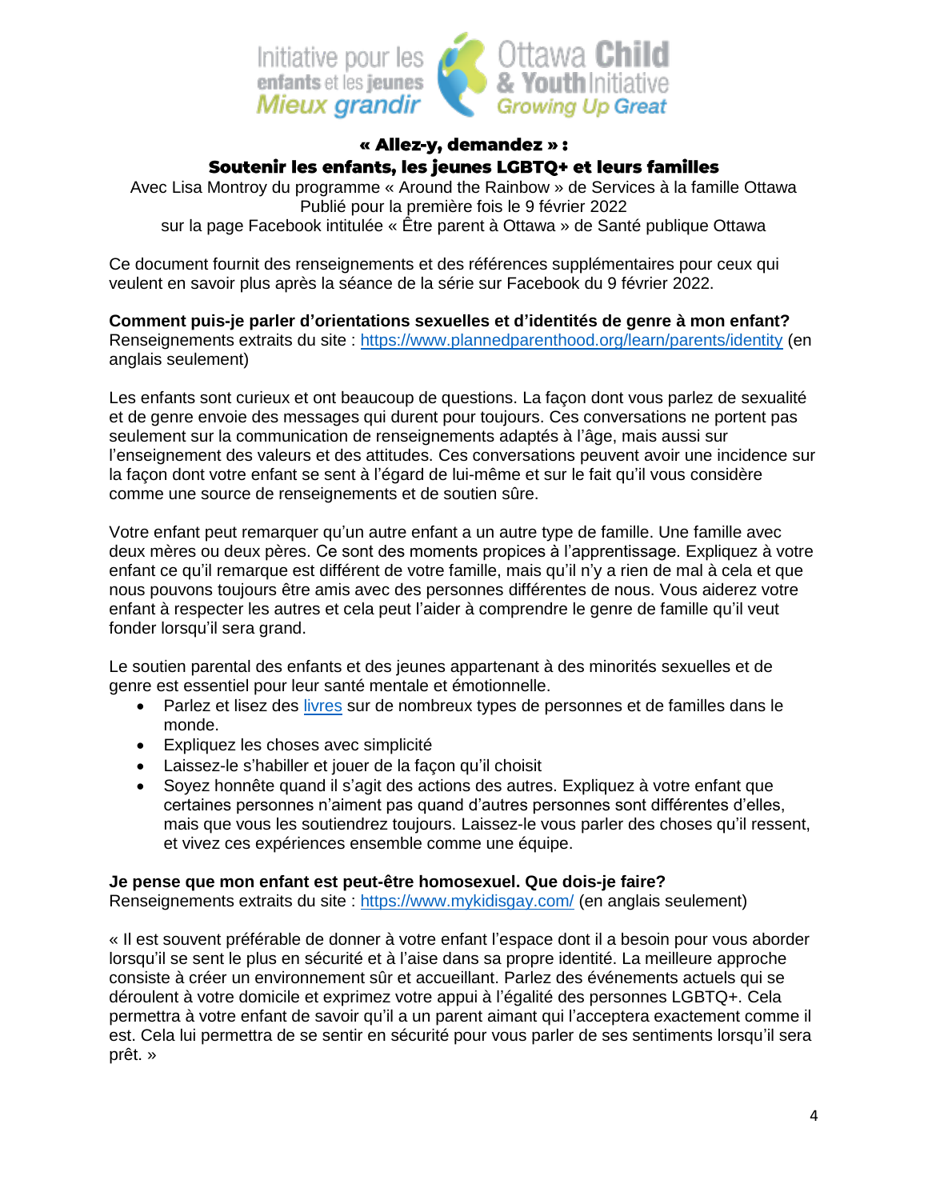# « Allez-y, demandez » :
# Soutenir les enfants, les jeunes LGBTQ+ et leurs familles

Avec Lisa Montroy du programme « Around the Rainbow » de Services à la famille Ottawa
Publié pour la première fois le 9 février 2022
sur la page Facebook intitulée « Être parent à Ottawa » de Santé publique Ottawa

Ce document fournit des renseignements et des références supplémentaires pour ceux qui veulent en savoir plus après la séance de la série sur Facebook du 9 février 2022.

**Comment puis-je parler d'orientations sexuelles et d'identités de genre à mon enfant?**
Renseignements extraits du site : https://www.plannedparenthood.org/learn/parents/identity (en anglais seulement)

Les enfants sont curieux et ont beaucoup de questions. La façon dont vous parlez de sexualité et de genre envoie des messages qui durent pour toujours. Ces conversations ne portent pas seulement sur la communication de renseignements adaptés à l'âge, mais aussi sur l'enseignement des valeurs et des attitudes. Ces conversations peuvent avoir une incidence sur la façon dont votre enfant se sent à l'égard de lui-même et sur le fait qu'il vous considère comme une source de renseignements et de soutien sûre.

Votre enfant peut remarquer qu'un autre enfant a un autre type de famille. Une famille avec deux mères ou deux pères. Ce sont des moments propices à l'apprentissage. Expliquez à votre enfant ce qu'il remarque est différent de votre famille, mais qu'il n'y a rien de mal à cela et que nous pouvons toujours être amis avec des personnes différentes de nous. Vous aiderez votre enfant à respecter les autres et cela peut l'aider à comprendre le genre de famille qu'il veut fonder lorsqu'il sera grand.

Le soutien parental des enfants et des jeunes appartenant à des minorités sexuelles et de genre est essentiel pour leur santé mentale et émotionnelle.

- Parlez et lisez des livres sur de nombreux types de personnes et de familles dans le monde.
- Expliquez les choses avec simplicité
- Laissez-le s'habiller et jouer de la façon qu'il choisit
- Soyez honnête quand il s'agit des actions des autres. Expliquez à votre enfant que certaines personnes n'aiment pas quand d'autres personnes sont différentes d'elles, mais que vous les soutiendrez toujours. Laissez-le vous parler des choses qu'il ressent, et vivez ces expériences ensemble comme une équipe.

**Je pense que mon enfant est peut-être homosexuel. Que dois-je faire?**
Renseignements extraits du site : https://www.mykidisgay.com/ (en anglais seulement)

« Il est souvent préférable de donner à votre enfant l'espace dont il a besoin pour vous aborder lorsqu'il se sent le plus en sécurité et à l'aise dans sa propre identité. La meilleure approche consiste à créer un environnement sûr et accueillant. Parlez des événements actuels qui se déroulent à votre domicile et exprimez votre appui à l'égalité des personnes LGBTQ+. Cela permettra à votre enfant de savoir qu'il a un parent aimant qui l'acceptera exactement comme il est. Cela lui permettra de se sentir en sécurité pour vous parler de ses sentiments lorsqu'il sera prêt. »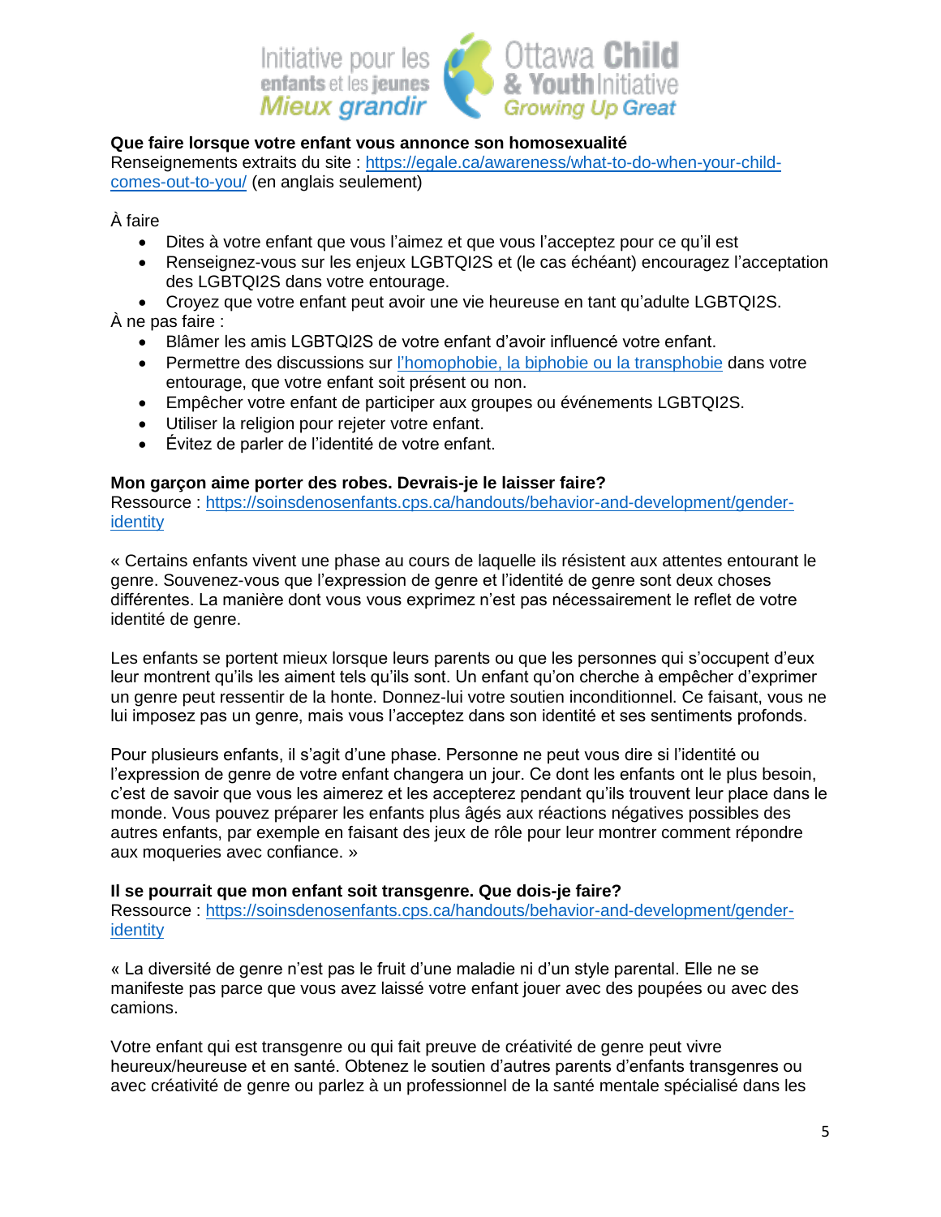**Que faire lorsque votre enfant vous annonce son homosexualité**
Renseignements extraits du site : [https://egale.ca/awareness/what-to-do-when-your-child-comes-out-to-you/](https://egale.ca/awareness/what-to-do-when-your-child-comes-out-to-you/) (en anglais seulement)

À faire

- Dites à votre enfant que vous l'aimez et que vous l'acceptez pour ce qu'il est
- Renseignez-vous sur les enjeux LGBTQI2S et (le cas échéant) encouragez l'acceptation des LGBTQI2S dans votre entourage.
- Croyez que votre enfant peut avoir une vie heureuse en tant qu'adulte LGBTQI2S.

À ne pas faire :

- Blâmer les amis LGBTQI2S de votre enfant d'avoir influencé votre enfant.
- Permettre des discussions sur l'homophobie, la biphobie ou la transphobie dans votre entourage, que votre enfant soit présent ou non.
- Empêcher votre enfant de participer aux groupes ou événements LGBTQI2S.
- Utiliser la religion pour rejeter votre enfant.
- Évitez de parler de l'identité de votre enfant.

**Mon garçon aime porter des robes. Devrais-je le laisser faire?**
Ressource : [https://soinsdenosenfants.cps.ca/handouts/behavior-and-development/gender-identity](https://soinsdenosenfants.cps.ca/handouts/behavior-and-development/gender-identity)

« Certains enfants vivent une phase au cours de laquelle ils résistent aux attentes entourant le genre. Souvenez-vous que l'expression de genre et l'identité de genre sont deux choses différentes. La manière dont vous vous exprimez n'est pas nécessairement le reflet de votre identité de genre.

Les enfants se portent mieux lorsque leurs parents ou que les personnes qui s'occupent d'eux leur montrent qu'ils les aiment tels qu'ils sont. Un enfant qu'on cherche à empêcher d'exprimer un genre peut ressentir de la honte. Donnez-lui votre soutien inconditionnel. Ce faisant, vous ne lui imposez pas un genre, mais vous l'acceptez dans son identité et ses sentiments profonds.

Pour plusieurs enfants, il s'agit d'une phase. Personne ne peut vous dire si l'identité ou l'expression de genre de votre enfant changera un jour. Ce dont les enfants ont le plus besoin, c'est de savoir que vous les aimerez et les accepterez pendant qu'ils trouvent leur place dans le monde. Vous pouvez préparer les enfants plus âgés aux réactions négatives possibles des autres enfants, par exemple en faisant des jeux de rôle pour leur montrer comment répondre aux moqueries avec confiance. »

**Il se pourrait que mon enfant soit transgenre. Que dois-je faire?**
Ressource : [https://soinsdenosenfants.cps.ca/handouts/behavior-and-development/gender-identity](https://soinsdenosenfants.cps.ca/handouts/behavior-and-development/gender-identity)

« La diversité de genre n'est pas le fruit d'une maladie ni d'un style parental. Elle ne se manifeste pas parce que vous avez laissé votre enfant jouer avec des poupées ou avec des camions.

Votre enfant qui est transgenre ou qui fait preuve de créativité de genre peut vivre heureux/heureuse et en santé. Obtenez le soutien d'autres parents d'enfants transgenres ou avec créativité de genre ou parlez à un professionnel de la santé mentale spécialisé dans les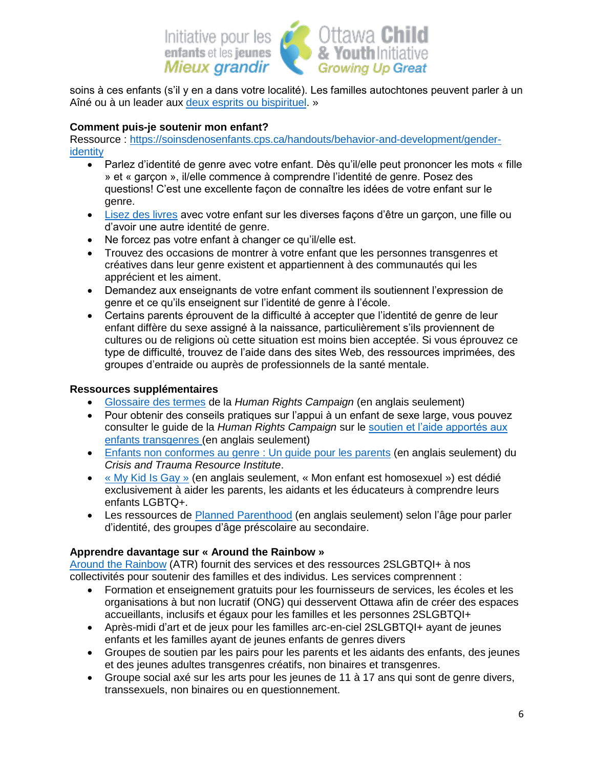soins à ces enfants (s'il y en a dans votre localité). Les familles autochtones peuvent parler à un Aîné ou à un leader aux deux esprits ou bispirituel. »

**Comment puis-je soutenir mon enfant?**
Ressource : https://soinsdenosenfants.cps.ca/handouts/behavior-and-development/gender-identity

- Parlez d'identité de genre avec votre enfant. Dès qu'il/elle peut prononcer les mots « fille » et « garçon », il/elle commence à comprendre l'identité de genre. Posez des questions! C'est une excellente façon de connaître les idées de votre enfant sur le genre.
- Lisez des livres avec votre enfant sur les diverses façons d'être un garçon, une fille ou d'avoir une autre identité de genre.
- Ne forcez pas votre enfant à changer ce qu'il/elle est.
- Trouvez des occasions de montrer à votre enfant que les personnes transgenres et créatives dans leur genre existent et appartiennent à des communautés qui les apprécient et les aiment.
- Demandez aux enseignants de votre enfant comment ils soutiennent l'expression de genre et ce qu'ils enseignent sur l'identité de genre à l'école.
- Certains parents éprouvent de la difficulté à accepter que l'identité de genre de leur enfant diffère du sexe assigné à la naissance, particulièrement s'ils proviennent de cultures ou de religions où cette situation est moins bien acceptée. Si vous éprouvez ce type de difficulté, trouvez de l'aide dans des sites Web, des ressources imprimées, des groupes d'entraide ou auprès de professionnels de la santé mentale.

**Ressources supplémentaires**

- Glossaire des termes de la *Human Rights Campaign* (en anglais seulement)
- Pour obtenir des conseils pratiques sur l'appui à un enfant de sexe large, vous pouvez consulter le guide de la *Human Rights Campaign* sur le soutien et l'aide apportés aux enfants transgenres (en anglais seulement)
- Enfants non conformes au genre : Un guide pour les parents (en anglais seulement) du *Crisis and Trauma Resource Institute*.
- « My Kid Is Gay » (en anglais seulement, « Mon enfant est homosexuel ») est dédié exclusivement à aider les parents, les aidants et les éducateurs à comprendre leurs enfants LGBTQ+.
- Les ressources de Planned Parenthood (en anglais seulement) selon l'âge pour parler d'identité, des groupes d'âge préscolaire au secondaire.

**Apprendre davantage sur « Around the Rainbow »**
Around the Rainbow (ATR) fournit des services et des ressources 2SLGBTQI+ à nos collectivités pour soutenir des familles et des individus. Les services comprennent :

- Formation et enseignement gratuits pour les fournisseurs de services, les écoles et les organisations à but non lucratif (ONG) qui desservent Ottawa afin de créer des espaces accueillants, inclusifs et égaux pour les familles et les personnes 2SLGBTQI+
- Après-midi d'art et de jeux pour les familles arc-en-ciel 2SLGBTQI+ ayant de jeunes enfants et les familles ayant de jeunes enfants de genres divers
- Groupes de soutien par les pairs pour les parents et les aidants des enfants, des jeunes et des jeunes adultes transgenres créatifs, non binaires et transgenres.
- Groupe social axé sur les arts pour les jeunes de 11 à 17 ans qui sont de genre divers, transsexuels, non binaires ou en questionnement.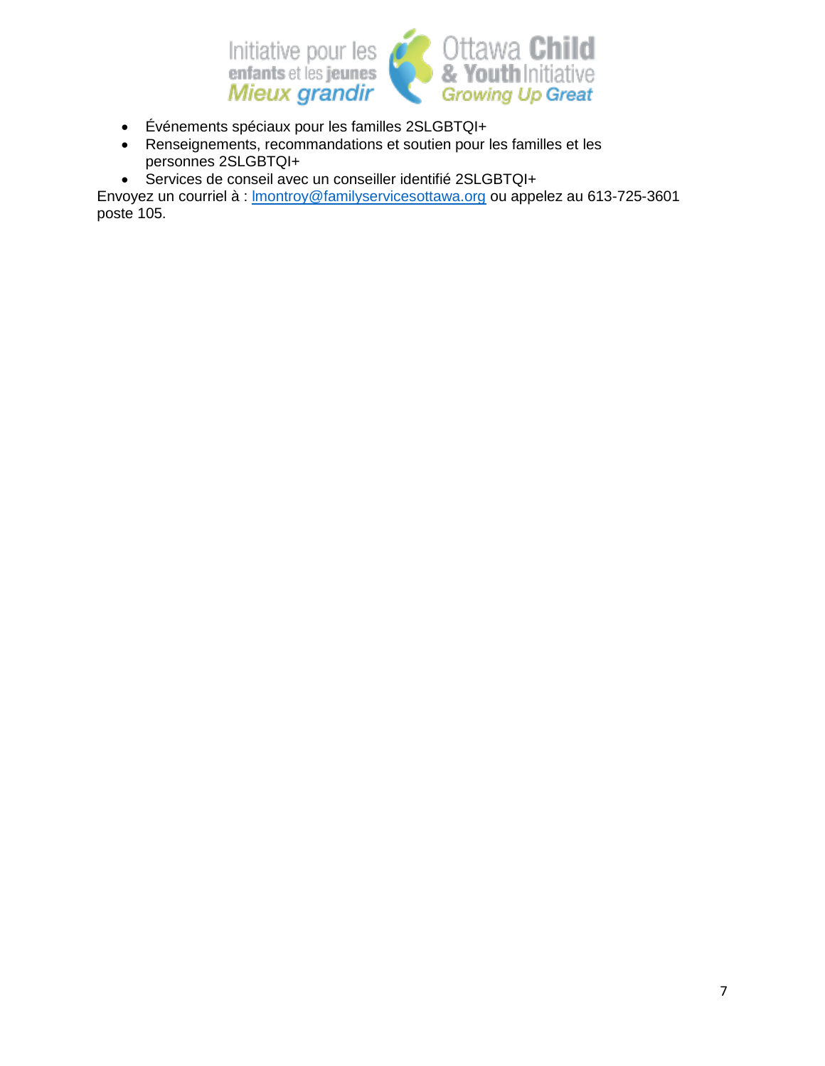- Événements spéciaux pour les familles 2SLGBTQI+
- Renseignements, recommandations et soutien pour les familles et les personnes 2SLGBTQI+
- Services de conseil avec un conseiller identifié 2SLGBTQI+

Envoyez un courriel à : lmontroy@familyservicesottawa.org ou appelez au 613-725-3601 poste 105.